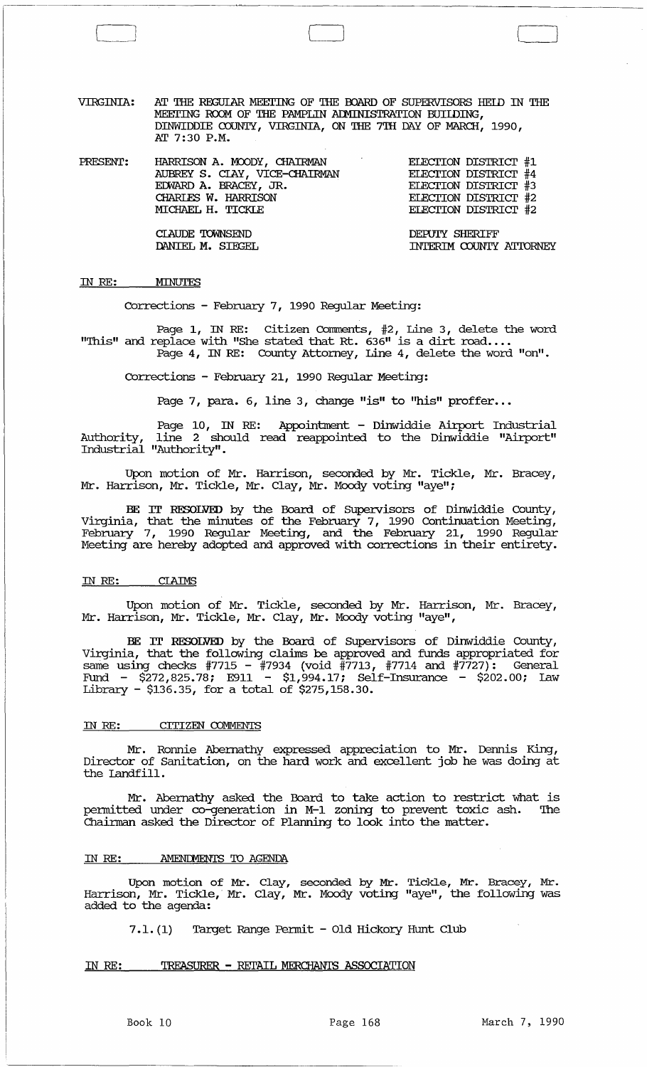VIRGINIA: AT THE REGULAR MEETING OF THE BOARD OF SUPERVISORS HELD IN THE MEETING ROOM OF THE PAMPLIN ADMINISTRATION BUILDING, DINWIDDIE COUNTY, VIRGINIA, ON THE 7TH DAY OF MARCH, 1990, AT 7:30 P.M.

| PRESENT: | | |
|---|---|---|
| | HARRISON A. MOODY, CHAIRMAN | ELECTION DISTRICT #1 |
| | AUBREY S. CLAY, VICE-CHAIRMAN | ELECTION DISTRICT #4 |
| | EDWARD A. BRACEY, JR. | ELECTION DISTRICT #3 |
| | CHARLES W. HARRISON | ELECTION DISTRICT #2 |
| | MICHAEL H. TICKLE | ELECTION DISTRICT #2 |
| | CLAUDE TOWNSEND | DEPUTY SHERIFF |
| | DANIEL M. SIEGEL | INTERIM COUNTY ATTORNEY |

IN RE: MINUTES

Corrections - February 7, 1990 Regular Meeting:

Page 1, IN RE: Citizen Comments, #2, Line 3, delete the word "This" and replace with "She stated that Rt. 636" is a dirt road....
Page 4, IN RE: County Attorney, Line 4, delete the word "on".

Corrections - February 21, 1990 Regular Meeting:

Page 7, para. 6, line 3, change "is" to "his" proffer...

Page 10, IN RE: Appointment - Dinwiddie Airport Industrial Authority, line 2 should read reappointed to the Dinwiddie "Airport" Industrial "Authority".

Upon motion of Mr. Harrison, seconded by Mr. Tickle, Mr. Bracey, Mr. Harrison, Mr. Tickle, Mr. Clay, Mr. Moody voting "aye";

**BE IT RESOLVED** by the Board of Supervisors of Dinwiddie County, Virginia, that the minutes of the February 7, 1990 Continuation Meeting, February 7, 1990 Regular Meeting, and the February 21, 1990 Regular Meeting are hereby adopted and approved with corrections in their entirety.

IN RE: CLAIMS

Upon motion of Mr. Tickle, seconded by Mr. Harrison, Mr. Bracey, Mr. Harrison, Mr. Tickle, Mr. Clay, Mr. Moody voting "aye",

**BE IT RESOLVED** by the Board of Supervisors of Dinwiddie County, Virginia, that the following claims be approved and funds appropriated for same using checks #7715 - #7934 (void #7713, #7714 and #7727): General Fund - $272,825.78; E911 - $1,994.17; Self-Insurance - $202.00; Law Library - $136.35, for a total of $275,158.30.

IN RE: CITIZEN COMMENTS

Mr. Ronnie Abernathy expressed appreciation to Mr. Dennis King, Director of Sanitation, on the hard work and excellent job he was doing at the Landfill.

Mr. Abernathy asked the Board to take action to restrict what is permitted under co-generation in M-1 zoning to prevent toxic ash. The Chairman asked the Director of Planning to look into the matter.

IN RE: AMENDMENTS TO AGENDA

Upon motion of Mr. Clay, seconded by Mr. Tickle, Mr. Bracey, Mr. Harrison, Mr. Tickle, Mr. Clay, Mr. Moody voting "aye", the following was added to the agenda:

7.1.(1) Target Range Permit - Old Hickory Hunt Club

IN RE: TREASURER - RETAIL MERCHANTS ASSOCIATION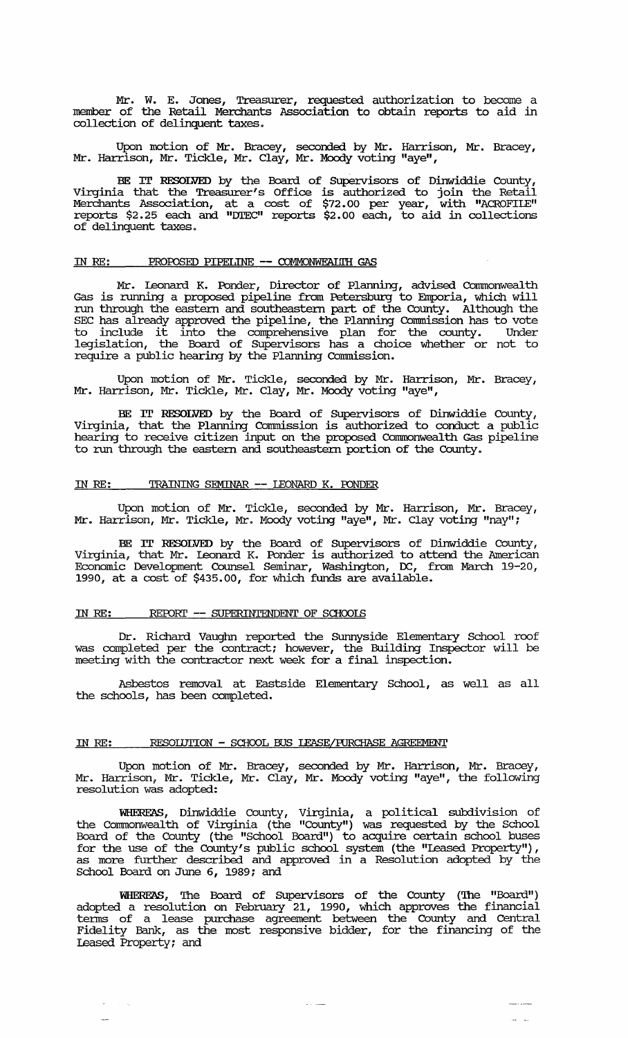Mr. W. E. Jones, Treasurer, requested authorization to become a member of the Retail Merchants Association to obtain reports to aid in collection of delinquent taxes.

Upon motion of Mr. Bracey, seconded by Mr. Harrison, Mr. Bracey, Mr. Harrison, Mr. Tickle, Mr. Clay, Mr. Moody voting "aye",

**BE IT RESOLVED** by the Board of Supervisors of Dinwiddie County, Virginia that the Treasurer's Office is authorized to join the Retail Merchants Association, at a cost of $72.00 per year, with "ACROFILE" reports $2.25 each and "DTEC" reports $2.00 each, to aid in collections of delinquent taxes.

IN RE: PROPOSED PIPELINE -- COMMONWEALTH GAS

Mr. Leonard K. Ponder, Director of Planning, advised Commonwealth Gas is running a proposed pipeline from Petersburg to Emporia, which will run through the eastern and southeastern part of the County. Although the SEC has already approved the pipeline, the Planning Commission has to vote to include it into the comprehensive plan for the county. Under legislation, the Board of Supervisors has a choice whether or not to require a public hearing by the Planning Commission.

Upon motion of Mr. Tickle, seconded by Mr. Harrison, Mr. Bracey, Mr. Harrison, Mr. Tickle, Mr. Clay, Mr. Moody voting "aye",

**BE IT RESOLVED** by the Board of Supervisors of Dinwiddie County, Virginia, that the Planning Commission is authorized to conduct a public hearing to receive citizen input on the proposed Commonwealth Gas pipeline to run through the eastern and southeastern portion of the County.

IN RE: TRAINING SEMINAR -- LEONARD K. PONDER

Upon motion of Mr. Tickle, seconded by Mr. Harrison, Mr. Bracey, Mr. Harrison, Mr. Tickle, Mr. Moody voting "aye", Mr. Clay voting "nay";

**BE IT RESOLVED** by the Board of Supervisors of Dinwiddie County, Virginia, that Mr. Leonard K. Ponder is authorized to attend the American Economic Development Counsel Seminar, Washington, DC, from March 19-20, 1990, at a cost of $435.00, for which funds are available.

IN RE: REPORT -- SUPERINTENDENT OF SCHOOLS

Dr. Richard Vaughn reported the Sunnyside Elementary School roof was completed per the contract; however, the Building Inspector will be meeting with the contractor next week for a final inspection.

Asbestos removal at Eastside Elementary School, as well as all the schools, has been completed.

IN RE: RESOLUTION - SCHOOL BUS LEASE/PURCHASE AGREEMENT

Upon motion of Mr. Bracey, seconded by Mr. Harrison, Mr. Bracey, Mr. Harrison, Mr. Tickle, Mr. Clay, Mr. Moody voting "aye", the following resolution was adopted:

**WHEREAS**, Dinwiddie County, Virginia, a political subdivision of the Commonwealth of Virginia (the "County") was requested by the School Board of the County (the "School Board") to acquire certain school buses for the use of the County's public school system (the "Leased Property"), as more further described and approved in a Resolution adopted by the School Board on June 6, 1989; and

**WHEREAS**, The Board of Supervisors of the County (The "Board") adopted a resolution on February 21, 1990, which approves the financial terms of a lease purchase agreement between the County and Central Fidelity Bank, as the most responsive bidder, for the financing of the Leased Property; and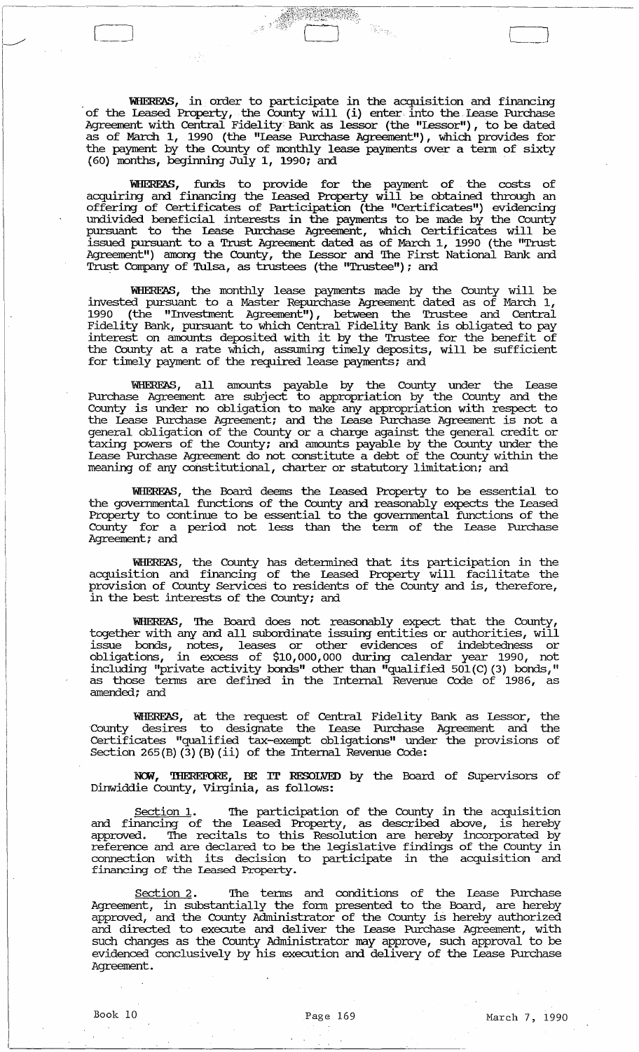**WHEREAS**, in order to participate in the acquisition and financing of the Leased Property, the County will (i) enter into the Lease Purchase Agreement with Central Fidelity Bank as lessor (the "Lessor"), to be dated as of March 1, 1990 (the "Lease Purchase Agreement"), which provides for the payment by the County of monthly lease payments over a term of sixty (60) months, beginning July 1, 1990; and

**WHEREAS**, funds to provide for the payment of the costs of acquiring and financing the Leased Property will be obtained through an offering of Certificates of Participation (the "Certificates") evidencing undivided beneficial interests in the payments to be made by the County pursuant to the Lease Purchase Agreement, which Certificates will be issued pursuant to a Trust Agreement dated as of March 1, 1990 (the "Trust Agreement") among the County, the Lessor and The First National Bank and Trust Company of Tulsa, as trustees (the "Trustee"); and

**WHEREAS**, the monthly lease payments made by the County will be invested pursuant to a Master Repurchase Agreement dated as of March 1, 1990 (the "Investment Agreement"), between the Trustee and Central Fidelity Bank, pursuant to which Central Fidelity Bank is obligated to pay interest on amounts deposited with it by the Trustee for the benefit of the County at a rate which, assuming timely deposits, will be sufficient for timely payment of the required lease payments; and

**WHEREAS**, all amounts payable by the County under the Lease Purchase Agreement are subject to appropriation by the County and the County is under no obligation to make any appropriation with respect to the Lease Purchase Agreement; and the Lease Purchase Agreement is not a general obligation of the County or a charge against the general credit or taxing powers of the County; and amounts payable by the County under the Lease Purchase Agreement do not constitute a debt of the County within the meaning of any constitutional, charter or statutory limitation; and

**WHEREAS**, the Board deems the Leased Property to be essential to the governmental functions of the County and reasonably expects the Leased Property to continue to be essential to the governmental functions of the County for a period not less than the term of the Lease Purchase Agreement; and

**WHEREAS**, the County has determined that its participation in the acquisition and financing of the Leased Property will facilitate the provision of County Services to residents of the County and is, therefore, in the best interests of the County; and

**WHEREAS**, The Board does not reasonably expect that the County, together with any and all subordinate issuing entities or authorities, will issue bonds, notes, leases or other evidences of indebtedness or obligations, in excess of $10,000,000 during calendar year 1990, not including "private activity bonds" other than "qualified 501(C)(3) bonds," as those terms are defined in the Internal Revenue Code of 1986, as amended; and

**WHEREAS**, at the request of Central Fidelity Bank as Lessor, the County desires to designate the Lease Purchase Agreement and the Certificates "qualified tax-exempt obligations" under the provisions of Section 265(B)(3)(B)(ii) of the Internal Revenue Code:

**NOW, THEREFORE, BE IT RESOLVED** by the Board of Supervisors of Dinwiddie County, Virginia, as follows:

Section 1. The participation of the County in the acquisition and financing of the Leased Property, as described above, is hereby approved. The recitals to this Resolution are hereby incorporated by reference and are declared to be the legislative findings of the County in connection with its decision to participate in the acquisition and financing of the Leased Property.

Section 2. The terms and conditions of the Lease Purchase Agreement, in substantially the form presented to the Board, are hereby approved, and the County Administrator of the County is hereby authorized and directed to execute and deliver the Lease Purchase Agreement, with such changes as the County Administrator may approve, such approval to be evidenced conclusively by his execution and delivery of the Lease Purchase Agreement.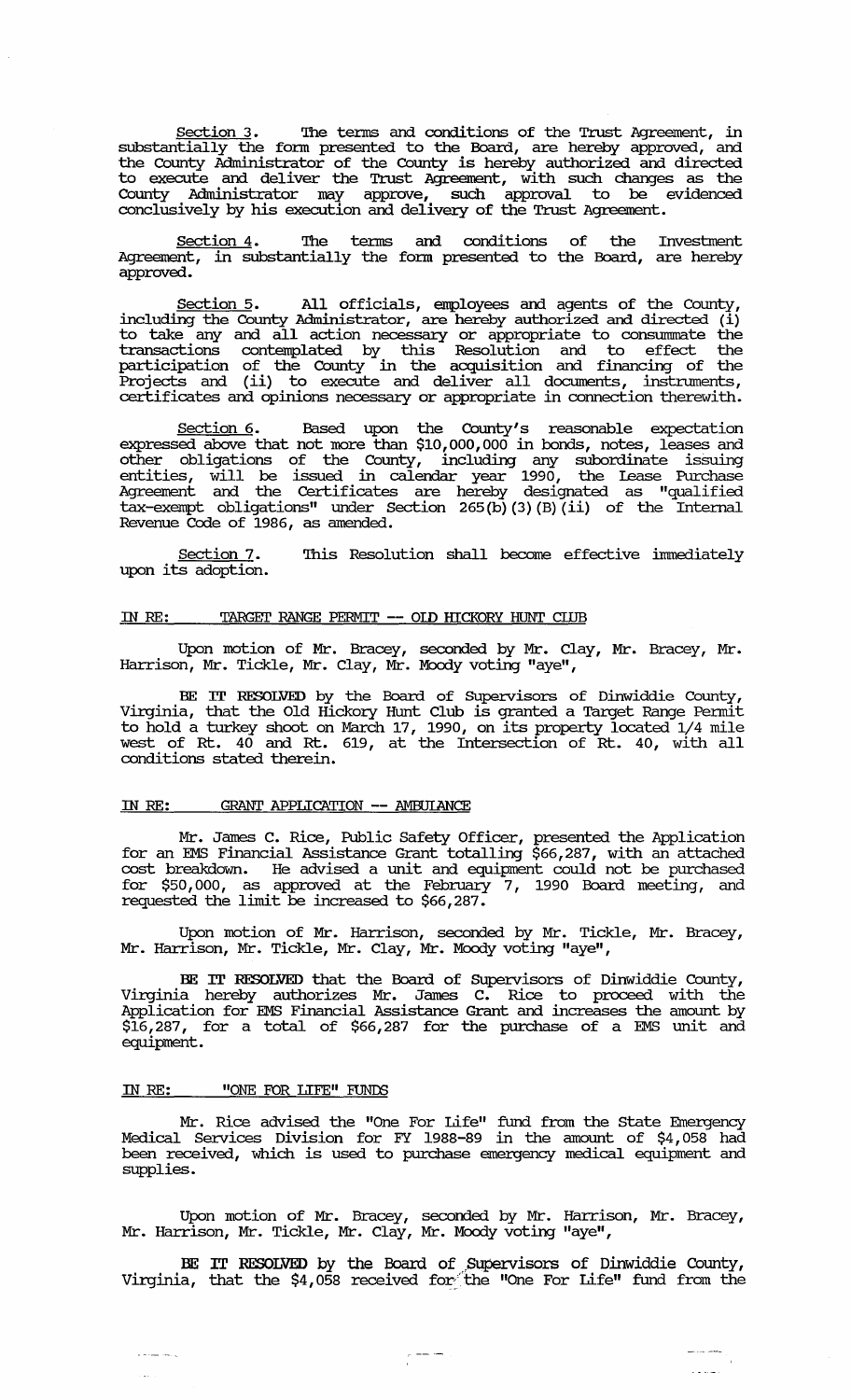Section 3. The terms and conditions of the Trust Agreement, in substantially the form presented to the Board, are hereby approved, and the County Administrator of the County is hereby authorized and directed to execute and deliver the Trust Agreement, with such changes as the County Administrator may approve, such approval to be evidenced conclusively by his execution and delivery of the Trust Agreement.

Section 4. The terms and conditions of the Investment Agreement, in substantially the form presented to the Board, are hereby approved.

Section 5. All officials, employees and agents of the County, including the County Administrator, are hereby authorized and directed (i) to take any and all action necessary or appropriate to consummate the transactions contemplated by this Resolution and to effect the participation of the County in the acquisition and financing of the Projects and (ii) to execute and deliver all documents, instruments, certificates and opinions necessary or appropriate in connection therewith.

Section 6. Based upon the County's reasonable expectation expressed above that not more than $10,000,000 in bonds, notes, leases and other obligations of the County, including any subordinate issuing entities, will be issued in calendar year 1990, the Lease Purchase Agreement and the Certificates are hereby designated as "qualified tax-exempt obligations" under Section 265(b)(3)(B)(ii) of the Internal Revenue Code of 1986, as amended.

Section 7. This Resolution shall become effective immediately upon its adoption.

IN RE: TARGET RANGE PERMIT -- OLD HICKORY HUNT CLUB

Upon motion of Mr. Bracey, seconded by Mr. Clay, Mr. Bracey, Mr. Harrison, Mr. Tickle, Mr. Clay, Mr. Moody voting "aye",

**BE IT RESOLVED** by the Board of Supervisors of Dinwiddie County, Virginia, that the Old Hickory Hunt Club is granted a Target Range Permit to hold a turkey shoot on March 17, 1990, on its property located 1/4 mile west of Rt. 40 and Rt. 619, at the Intersection of Rt. 40, with all conditions stated therein.

IN RE: GRANT APPLICATION -- AMBULANCE

Mr. James C. Rice, Public Safety Officer, presented the Application for an EMS Financial Assistance Grant totalling $66,287, with an attached cost breakdown. He advised a unit and equipment could not be purchased for $50,000, as approved at the February 7, 1990 Board meeting, and requested the limit be increased to $66,287.

Upon motion of Mr. Harrison, seconded by Mr. Tickle, Mr. Bracey, Mr. Harrison, Mr. Tickle, Mr. Clay, Mr. Moody voting "aye",

**BE IT RESOLVED** that the Board of Supervisors of Dinwiddie County, Virginia hereby authorizes Mr. James C. Rice to proceed with the Application for EMS Financial Assistance Grant and increases the amount by $16,287, for a total of $66,287 for the purchase of a EMS unit and equipment.

IN RE: "ONE FOR LIFE" FUNDS

Mr. Rice advised the "One For Life" fund from the State Emergency Medical Services Division for FY 1988-89 in the amount of $4,058 had been received, which is used to purchase emergency medical equipment and supplies.

Upon motion of Mr. Bracey, seconded by Mr. Harrison, Mr. Bracey, Mr. Harrison, Mr. Tickle, Mr. Clay, Mr. Moody voting "aye",

**BE IT RESOLVED** by the Board of Supervisors of Dinwiddie County, Virginia, that the $4,058 received for the "One For Life" fund from the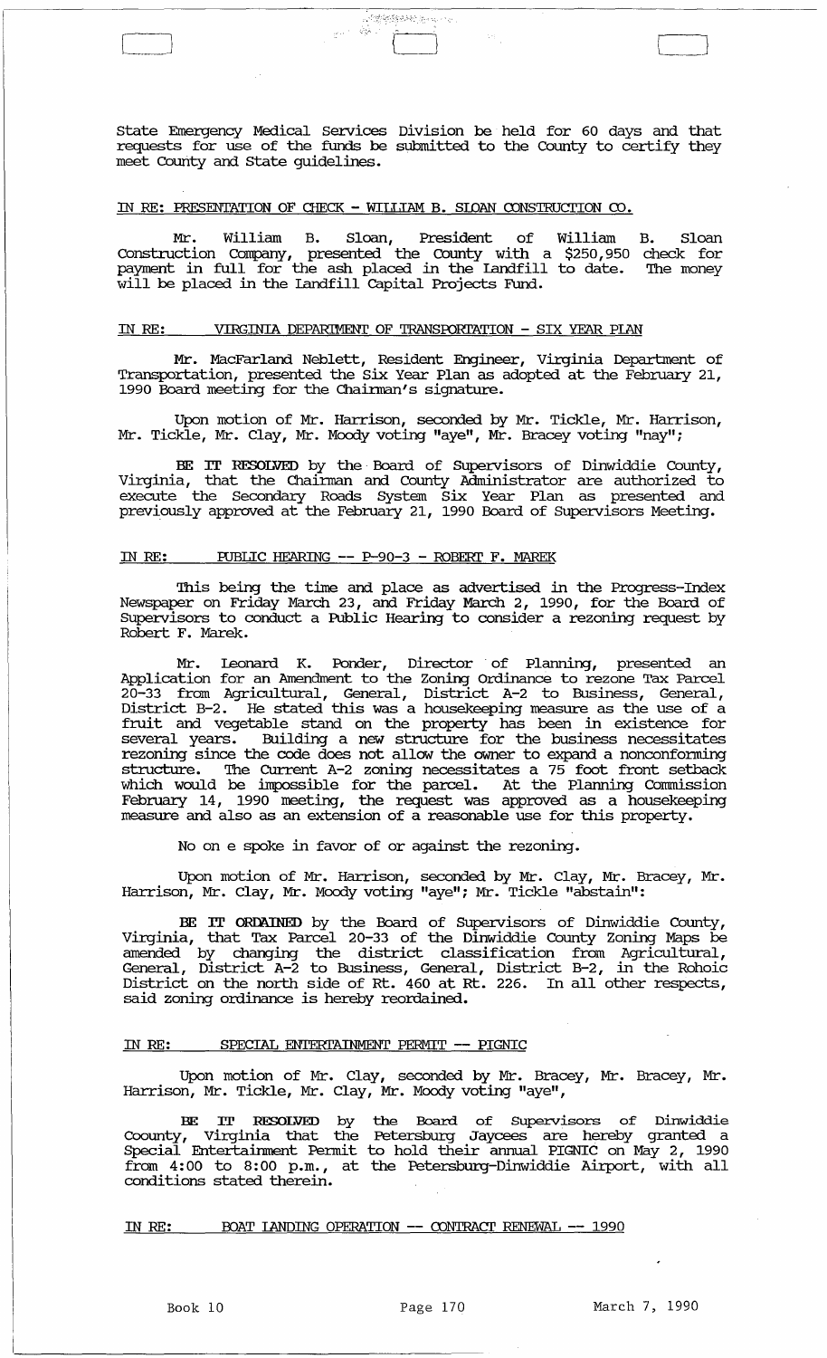State Emergency Medical Services Division be held for 60 days and that requests for use of the funds be submitted to the County to certify they meet County and State guidelines.

IN RE: PRESENTATION OF CHECK - WILLIAM B. SLOAN CONSTRUCTION CO.

Mr. William B. Sloan, President of William B. Sloan Construction Company, presented the County with a $250,950 check for payment in full for the ash placed in the Landfill to date. The money will be placed in the Landfill Capital Projects Fund.

IN RE: VIRGINIA DEPARTMENT OF TRANSPORTATION - SIX YEAR PLAN

Mr. MacFarland Neblett, Resident Engineer, Virginia Department of Transportation, presented the Six Year Plan as adopted at the February 21, 1990 Board meeting for the Chairman's signature.

Upon motion of Mr. Harrison, seconded by Mr. Tickle, Mr. Harrison, Mr. Tickle, Mr. Clay, Mr. Moody voting "aye", Mr. Bracey voting "nay";

**BE IT RESOLVED** by the Board of Supervisors of Dinwiddie County, Virginia, that the Chairman and County Administrator are authorized to execute the Secondary Roads System Six Year Plan as presented and previously approved at the February 21, 1990 Board of Supervisors Meeting.

IN RE: PUBLIC HEARING -- P-90-3 - ROBERT F. MAREK

This being the time and place as advertised in the Progress-Index Newspaper on Friday March 23, and Friday March 2, 1990, for the Board of Supervisors to conduct a Public Hearing to consider a rezoning request by Robert F. Marek.

Mr. Leonard K. Ponder, Director of Planning, presented an Application for an Amendment to the Zoning Ordinance to rezone Tax Parcel 20-33 from Agricultural, General, District A-2 to Business, General, District B-2. He stated this was a housekeeping measure as the use of a fruit and vegetable stand on the property has been in existence for several years. Building a new structure for the business necessitates rezoning since the code does not allow the owner to expand a nonconforming structure. The Current A-2 zoning necessitates a 75 foot front setback which would be impossible for the parcel. At the Planning Commission February 14, 1990 meeting, the request was approved as a housekeeping measure and also as an extension of a reasonable use for this property.

No on e spoke in favor of or against the rezoning.

Upon motion of Mr. Harrison, seconded by Mr. Clay, Mr. Bracey, Mr. Harrison, Mr. Clay, Mr. Moody voting "aye"; Mr. Tickle "abstain":

**BE IT ORDAINED** by the Board of Supervisors of Dinwiddie County, Virginia, that Tax Parcel 20-33 of the Dinwiddie County Zoning Maps be amended by changing the district classification from Agricultural, General, District A-2 to Business, General, District B-2, in the Rohoic District on the north side of Rt. 460 at Rt. 226. In all other respects, said zoning ordinance is hereby reordained.

IN RE: SPECIAL ENTERTAINMENT PERMIT -- PIGNIC

Upon motion of Mr. Clay, seconded by Mr. Bracey, Mr. Bracey, Mr. Harrison, Mr. Tickle, Mr. Clay, Mr. Moody voting "aye",

**BE IT RESOLVED** by the Board of Supervisors of Dinwiddie Coounty, Virginia that the Petersburg Jaycees are hereby granted a Special Entertainment Permit to hold their annual PIGNIC on May 2, 1990 from 4:00 to 8:00 p.m., at the Petersburg-Dinwiddie Airport, with all conditions stated therein.

IN RE: BOAT LANDING OPERATION -- CONTRACT RENEWAL -- 1990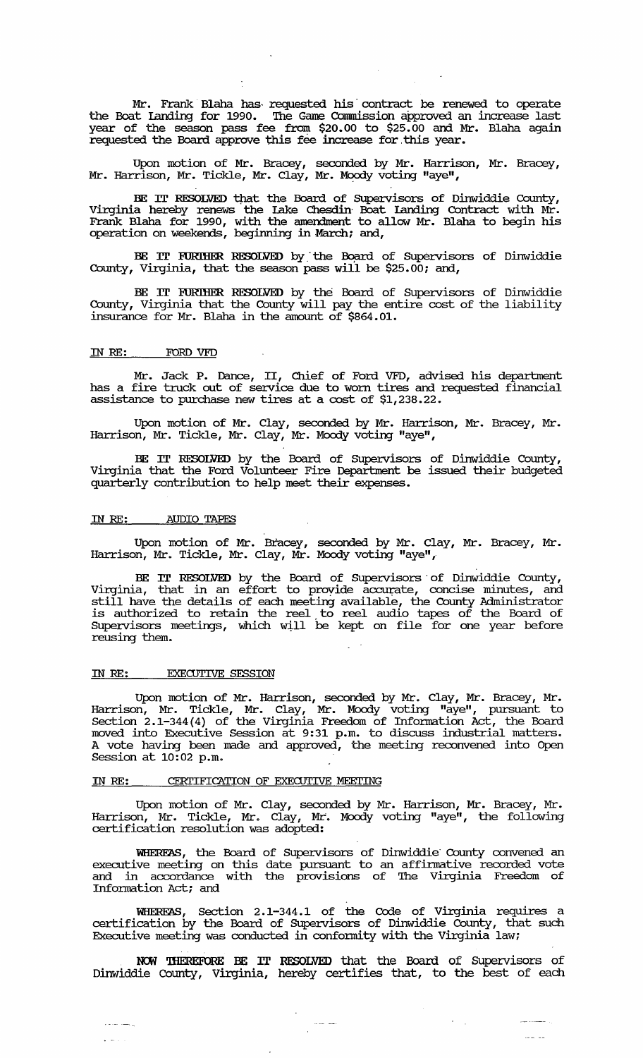Mr. Frank Blaha has requested his contract be renewed to operate the Boat Landing for 1990. The Game Commission approved an increase last year of the season pass fee from $20.00 to $25.00 and Mr. Blaha again requested the Board approve this fee increase for this year.

Upon motion of Mr. Bracey, seconded by Mr. Harrison, Mr. Bracey, Mr. Harrison, Mr. Tickle, Mr. Clay, Mr. Moody voting "aye",

**BE IT RESOLVED** that the Board of Supervisors of Dinwiddie County, Virginia hereby renews the Lake Chesdin Boat Landing Contract with Mr. Frank Blaha for 1990, with the amendment to allow Mr. Blaha to begin his operation on weekends, beginning in March; and,

**BE IT FURTHER RESOLVED** by the Board of Supervisors of Dinwiddie County, Virginia, that the season pass will be $25.00; and,

**BE IT FURTHER RESOLVED** by the Board of Supervisors of Dinwiddie County, Virginia that the County will pay the entire cost of the liability insurance for Mr. Blaha in the amount of $864.01.

IN RE: FORD VFD

Mr. Jack P. Dance, II, Chief of Ford VFD, advised his department has a fire truck out of service due to worn tires and requested financial assistance to purchase new tires at a cost of $1,238.22.

Upon motion of Mr. Clay, seconded by Mr. Harrison, Mr. Bracey, Mr. Harrison, Mr. Tickle, Mr. Clay, Mr. Moody voting "aye",

**BE IT RESOLVED** by the Board of Supervisors of Dinwiddie County, Virginia that the Ford Volunteer Fire Department be issued their budgeted quarterly contribution to help meet their expenses.

IN RE: AUDIO TAPES

Upon motion of Mr. Bracey, seconded by Mr. Clay, Mr. Bracey, Mr. Harrison, Mr. Tickle, Mr. Clay, Mr. Moody voting "aye",

**BE IT RESOLVED** by the Board of Supervisors of Dinwiddie County, Virginia, that in an effort to provide accurate, concise minutes, and still have the details of each meeting available, the County Administrator is authorized to retain the reel to reel audio tapes of the Board of Supervisors meetings, which will be kept on file for one year before reusing them.

IN RE: EXECUTIVE SESSION

Upon motion of Mr. Harrison, seconded by Mr. Clay, Mr. Bracey, Mr. Harrison, Mr. Tickle, Mr. Clay, Mr. Moody voting "aye", pursuant to Section 2.1-344(4) of the Virginia Freedom of Information Act, the Board moved into Executive Session at 9:31 p.m. to discuss industrial matters. A vote having been made and approved, the meeting reconvened into Open Session at 10:02 p.m.

IN RE: CERTIFICATION OF EXECUTIVE MEETING

Upon motion of Mr. Clay, seconded by Mr. Harrison, Mr. Bracey, Mr. Harrison, Mr. Tickle, Mr. Clay, Mr. Moody voting "aye", the following certification resolution was adopted:

**WHEREAS**, the Board of Supervisors of Dinwiddie County convened an executive meeting on this date pursuant to an affirmative recorded vote and in accordance with the provisions of The Virginia Freedom of Information Act; and

**WHEREAS**, Section 2.1-344.1 of the Code of Virginia requires a certification by the Board of Supervisors of Dinwiddie County, that such Executive meeting was conducted in conformity with the Virginia law;

**NOW THEREFORE BE IT RESOLVED** that the Board of Supervisors of Dinwiddie County, Virginia, hereby certifies that, to the best of each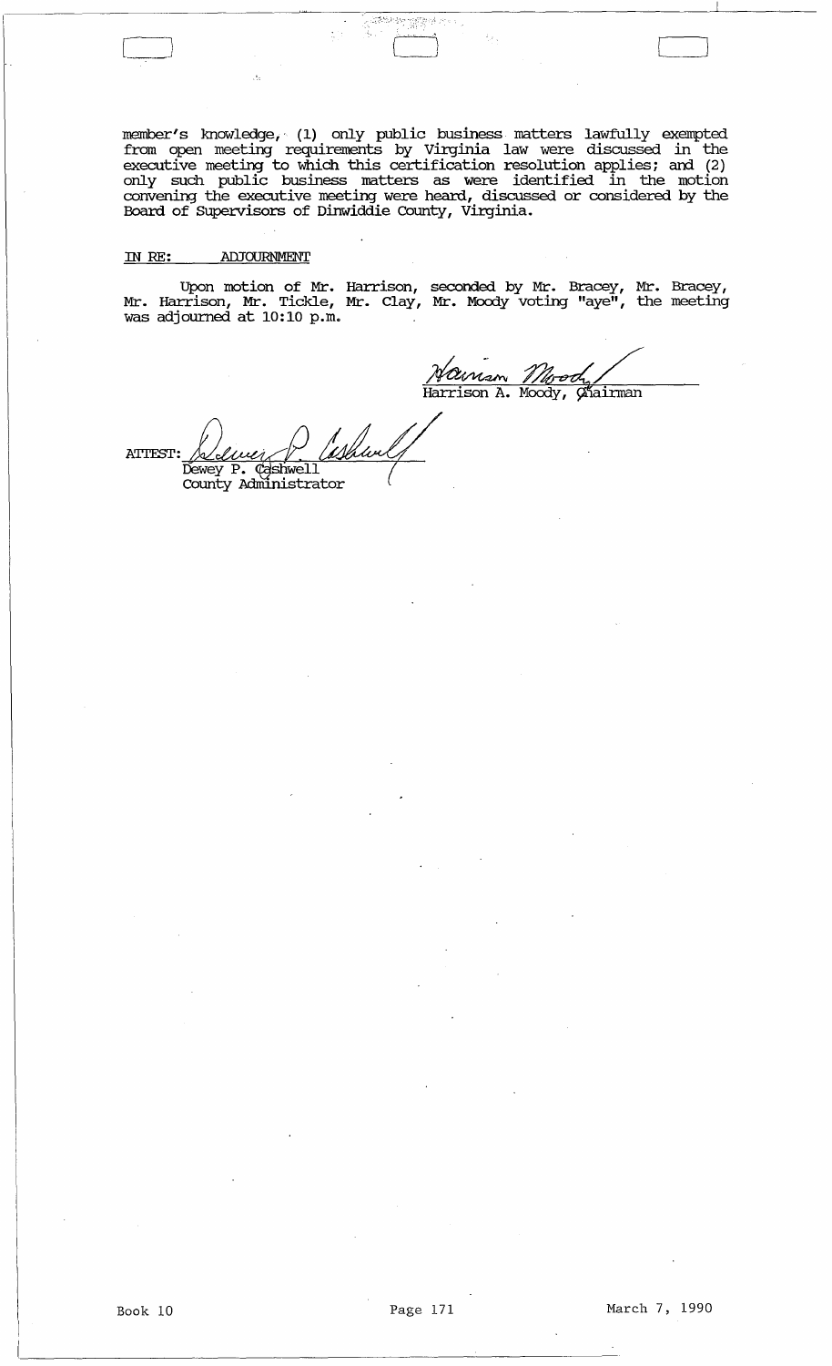member's knowledge, (1) only public business matters lawfully exempted from open meeting requirements by Virginia law were discussed in the executive meeting to which this certification resolution applies; and (2) only such public business matters as were identified in the motion convening the executive meeting were heard, discussed or considered by the Board of Supervisors of Dinwiddie County, Virginia.

IN RE: ADJOURNMENT

Upon motion of Mr. Harrison, seconded by Mr. Bracey, Mr. Bracey, Mr. Harrison, Mr. Tickle, Mr. Clay, Mr. Moody voting "aye", the meeting was adjourned at 10:10 p.m.

Harrison A. Moody, Chairman

ATTEST: Dewey P. Cashwell
County Administrator

Book 10 Page 171 March 7, 1990